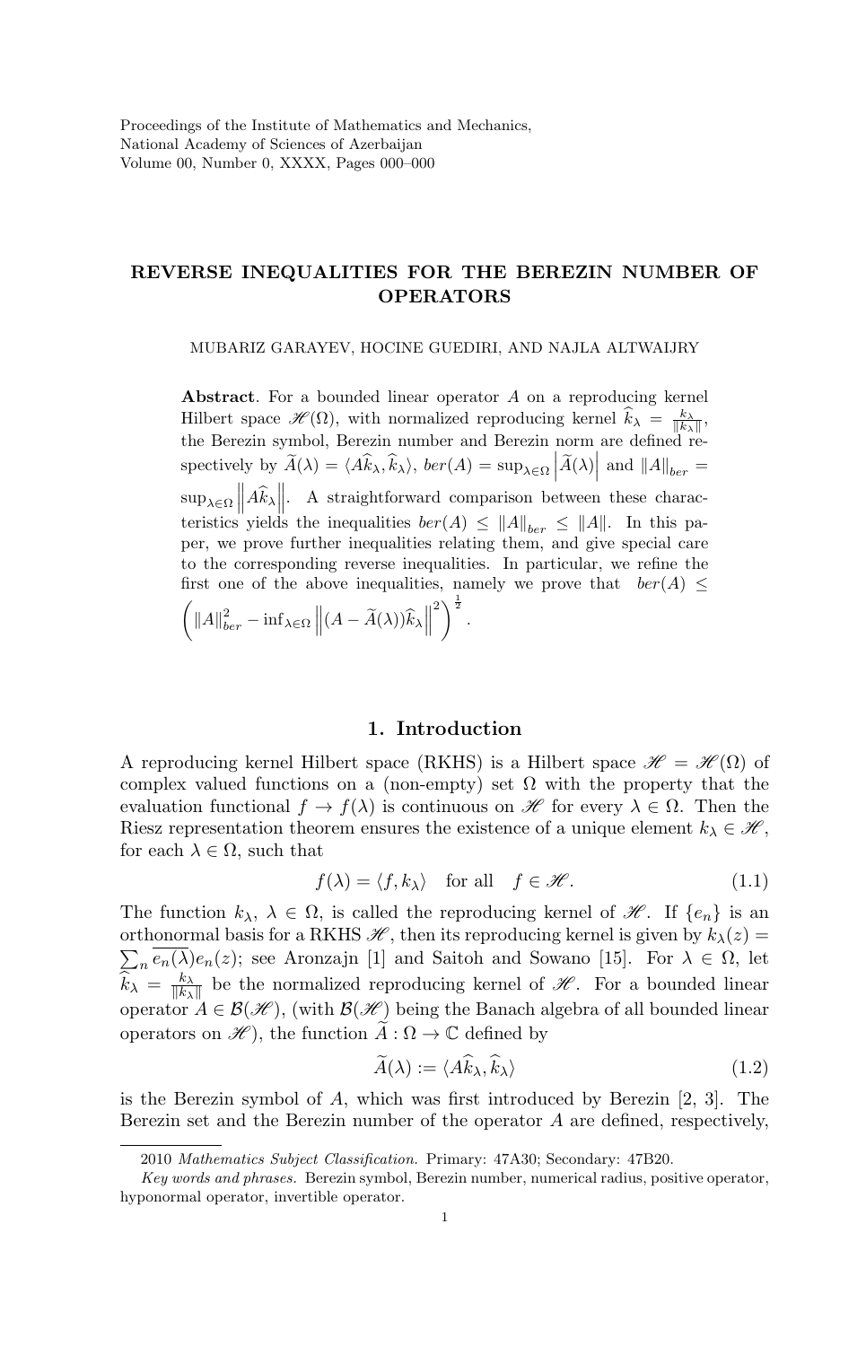# REVERSE INEQUALITIES FOR THE BEREZIN NUMBER OF OPERATORS

MUBARIZ GARAYEV, HOCINE GUEDIRI, AND NAJLA ALTWAIJRY

**Abstract**. For a bounded linear operator $A$ on a reproducing kernel Hilbert space $\mathscr{H}(\Omega)$, with normalized reproducing kernel $\widehat{k}_\lambda = \frac{k_\lambda}{\|k_\lambda\|}$, the Berezin symbol, Berezin number and Berezin norm are defined respectively by $\widetilde{A}(\lambda) = \langle A\widehat{k}_\lambda, \widehat{k}_\lambda\rangle$, $ber(A) = \sup_{\lambda\in\Omega}\left|\widetilde{A}(\lambda)\right|$ and $\|A\|_{ber} = \sup_{\lambda\in\Omega}\left\|A\widehat{k}_\lambda\right\|$. A straightforward comparison between these characteristics yields the inequalities $ber(A) \leq \|A\|_{ber} \leq \|A\|$. In this paper, we prove further inequalities relating them, and give special care to the corresponding reverse inequalities. In particular, we refine the first one of the above inequalities, namely we prove that $ber(A) \leq \left(\|A\|_{ber}^2 - \inf_{\lambda\in\Omega}\left\|(A-\widetilde{A}(\lambda))\widehat{k}_\lambda\right\|^2\right)^{\frac{1}{2}}$.

## 1. Introduction

A reproducing kernel Hilbert space (RKHS) is a Hilbert space $\mathscr{H} = \mathscr{H}(\Omega)$ of complex valued functions on a (non-empty) set $\Omega$ with the property that the evaluation functional $f \to f(\lambda)$ is continuous on $\mathscr{H}$ for every $\lambda \in \Omega$. Then the Riesz representation theorem ensures the existence of a unique element $k_\lambda \in \mathscr{H}$, for each $\lambda \in \Omega$, such that

$$f(\lambda) = \langle f, k_\lambda\rangle \quad \text{for all} \quad f \in \mathscr{H}. \tag{1.1}$$

The function $k_\lambda$, $\lambda \in \Omega$, is called the reproducing kernel of $\mathscr{H}$. If $\{e_n\}$ is an orthonormal basis for a RKHS $\mathscr{H}$, then its reproducing kernel is given by $k_\lambda(z) = \sum_n \overline{e_n(\lambda)}e_n(z)$; see Aronzajn [1] and Saitoh and Sowano [15]. For $\lambda \in \Omega$, let $\widehat{k}_\lambda = \frac{k_\lambda}{\|k_\lambda\|}$ be the normalized reproducing kernel of $\mathscr{H}$. For a bounded linear operator $A \in \mathcal{B}(\mathscr{H})$, (with $\mathcal{B}(\mathscr{H})$ being the Banach algebra of all bounded linear operators on $\mathscr{H}$), the function $\widetilde{A} : \Omega \to \mathbb{C}$ defined by

$$\widetilde{A}(\lambda) := \langle A\widehat{k}_\lambda, \widehat{k}_\lambda\rangle \tag{1.2}$$

is the Berezin symbol of $A$, which was first introduced by Berezin [2, 3]. The Berezin set and the Berezin number of the operator $A$ are defined, respectively,

---

2010 *Mathematics Subject Classification.* Primary: 47A30; Secondary: 47B20.

*Key words and phrases.* Berezin symbol, Berezin number, numerical radius, positive operator, hyponormal operator, invertible operator.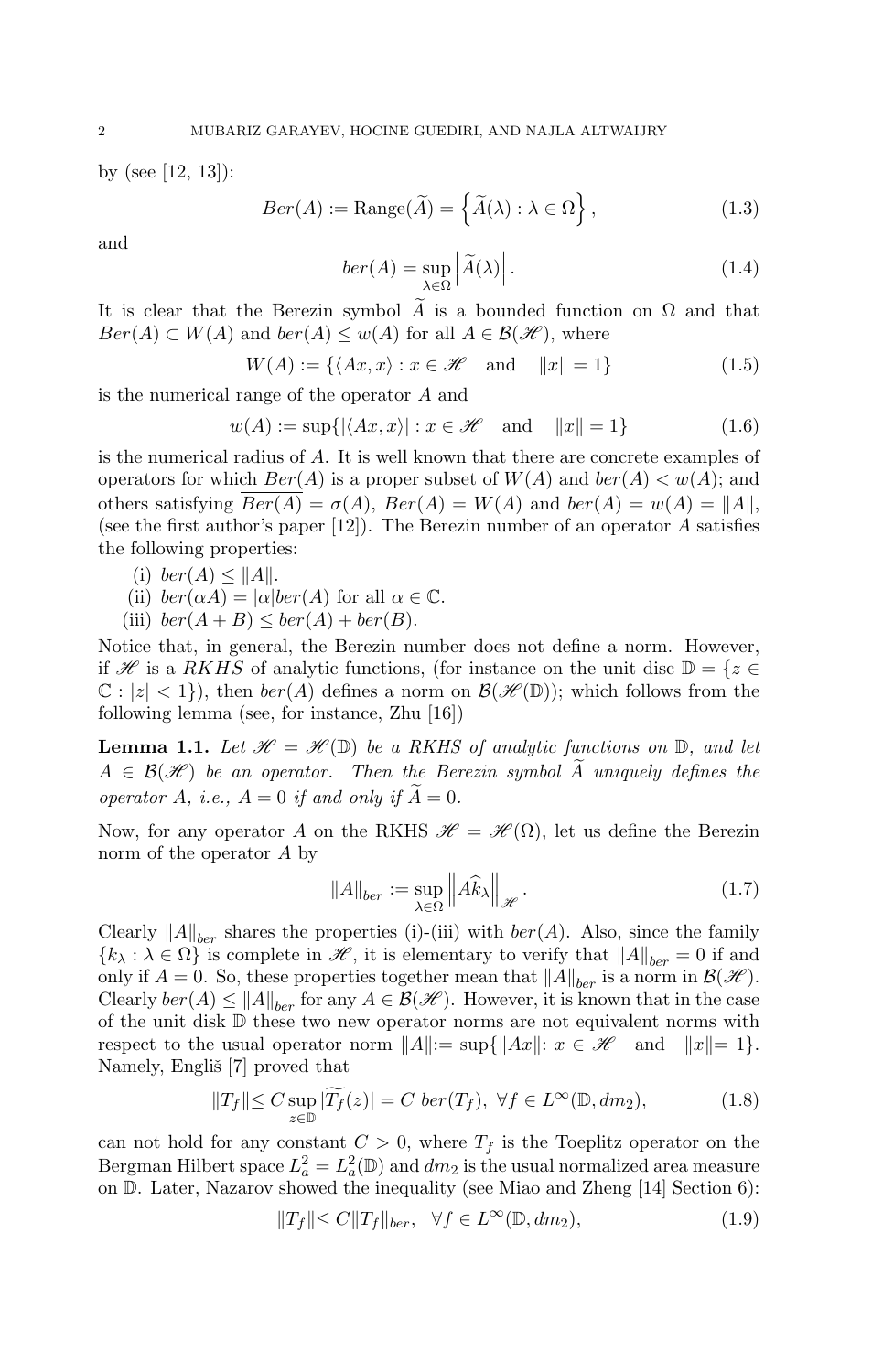by (see [12, 13]):

$$Ber(A) := \text{Range}(\widetilde{A}) = \left\{ \widetilde{A}(\lambda) : \lambda \in \Omega \right\}, \tag{1.3}$$

and

$$ber(A) = \sup_{\lambda \in \Omega} \left| \widetilde{A}(\lambda) \right|. \tag{1.4}$$

It is clear that the Berezin symbol $\widetilde{A}$ is a bounded function on $\Omega$ and that $Ber(A) \subset W(A)$ and $ber(A) \leq w(A)$ for all $A \in \mathcal{B}(\mathscr{H})$, where

$$W(A) := \{\langle Ax, x \rangle : x \in \mathscr{H} \quad \text{and} \quad \|x\| = 1\} \tag{1.5}$$

is the numerical range of the operator $A$ and

$$w(A) := \sup\{|\langle Ax, x \rangle| : x \in \mathscr{H} \quad \text{and} \quad \|x\| = 1\} \tag{1.6}$$

is the numerical radius of $A$. It is well known that there are concrete examples of operators for which $Ber(A)$ is a proper subset of $W(A)$ and $ber(A) < w(A)$; and others satisfying $\overline{Ber(A)} = \sigma(A)$, $Ber(A) = W(A)$ and $ber(A) = w(A) = \|A\|$, (see the first author's paper [12]). The Berezin number of an operator $A$ satisfies the following properties:

(i) $ber(A) \leq \|A\|$.
(ii) $ber(\alpha A) = |\alpha| ber(A)$ for all $\alpha \in \mathbb{C}$.
(iii) $ber(A + B) \leq ber(A) + ber(B)$.

Notice that, in general, the Berezin number does not define a norm. However, if $\mathscr{H}$ is a $RKHS$ of analytic functions, (for instance on the unit disc $\mathbb{D} = \{z \in \mathbb{C} : |z| < 1\}$), then $ber(A)$ defines a norm on $\mathcal{B}(\mathscr{H}(\mathbb{D}))$; which follows from the following lemma (see, for instance, Zhu [16])

**Lemma 1.1.** *Let $\mathscr{H} = \mathscr{H}(\mathbb{D})$ be a RKHS of analytic functions on $\mathbb{D}$, and let $A \in \mathcal{B}(\mathscr{H})$ be an operator. Then the Berezin symbol $\widetilde{A}$ uniquely defines the operator $A$, i.e., $A = 0$ if and only if $\widetilde{A} = 0$.*

Now, for any operator $A$ on the RKHS $\mathscr{H} = \mathscr{H}(\Omega)$, let us define the Berezin norm of the operator $A$ by

$$\|A\|_{ber} := \sup_{\lambda \in \Omega} \left\| A\widehat{k}_\lambda \right\|_{\mathscr{H}}. \tag{1.7}$$

Clearly $\|A\|_{ber}$ shares the properties (i)-(iii) with $ber(A)$. Also, since the family $\{k_\lambda : \lambda \in \Omega\}$ is complete in $\mathscr{H}$, it is elementary to verify that $\|A\|_{ber} = 0$ if and only if $A = 0$. So, these properties together mean that $\|A\|_{ber}$ is a norm in $\mathcal{B}(\mathscr{H})$. Clearly $ber(A) \leq \|A\|_{ber}$ for any $A \in \mathcal{B}(\mathscr{H})$. However, it is known that in the case of the unit disk $\mathbb{D}$ these two new operator norms are not equivalent norms with respect to the usual operator norm $\|A\| := \sup\{\|Ax\| : x \in \mathscr{H} \quad \text{and} \quad \|x\| = 1\}$. Namely, Engliš [7] proved that

$$\|T_f\| \leq C \sup_{z \in \mathbb{D}} |\widetilde{T_f}(z)| = C \; ber(T_f), \; \forall f \in L^\infty(\mathbb{D}, dm_2), \tag{1.8}$$

can not hold for any constant $C > 0$, where $T_f$ is the Toeplitz operator on the Bergman Hilbert space $L^2_a = L^2_a(\mathbb{D})$ and $dm_2$ is the usual normalized area measure on $\mathbb{D}$. Later, Nazarov showed the inequality (see Miao and Zheng [14] Section 6):

$$\|T_f\| \leq C \|T_f\|_{ber}, \quad \forall f \in L^\infty(\mathbb{D}, dm_2), \tag{1.9}$$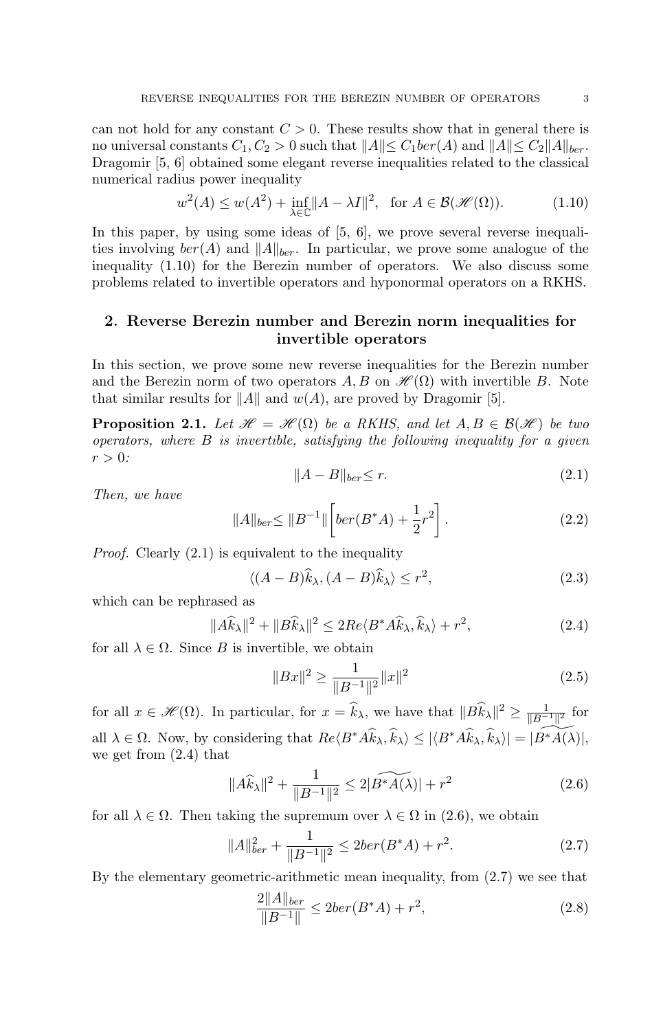can not hold for any constant $C > 0$. These results show that in general there is no universal constants $C_1, C_2 > 0$ such that $\|A\| \leq C_1 ber(A)$ and $\|A\| \leq C_2 \|A\|_{ber}$. Dragomir [5, 6] obtained some elegant reverse inequalities related to the classical numerical radius power inequality

$$w^2(A) \leq w(A^2) + \inf_{\lambda \in \mathbb{C}} \|A - \lambda I\|^2, \quad \text{for } A \in \mathcal{B}(\mathscr{H}(\Omega)). \tag{1.10}$$

In this paper, by using some ideas of [5, 6], we prove several reverse inequalities involving $ber(A)$ and $\|A\|_{ber}$. In particular, we prove some analogue of the inequality (1.10) for the Berezin number of operators. We also discuss some problems related to invertible operators and hyponormal operators on a RKHS.

## 2. Reverse Berezin number and Berezin norm inequalities for invertible operators

In this section, we prove some new reverse inequalities for the Berezin number and the Berezin norm of two operators $A, B$ on $\mathscr{H}(\Omega)$ with invertible $B$. Note that similar results for $\|A\|$ and $w(A)$, are proved by Dragomir [5].

**Proposition 2.1.** *Let $\mathscr{H} = \mathscr{H}(\Omega)$ be a RKHS, and let $A, B \in \mathcal{B}(\mathscr{H})$ be two operators, where $B$ is invertible, satisfying the following inequality for a given $r > 0$:*

$$\|A - B\|_{ber} \leq r. \tag{2.1}$$

*Then, we have*

$$\|A\|_{ber} \leq \|B^{-1}\| \left[ ber(B^*A) + \frac{1}{2} r^2 \right]. \tag{2.2}$$

*Proof.* Clearly (2.1) is equivalent to the inequality

$$\langle (A - B)\widehat{k}_\lambda, (A - B)\widehat{k}_\lambda \rangle \leq r^2, \tag{2.3}$$

which can be rephrased as

$$\|A\widehat{k}_\lambda\|^2 + \|B\widehat{k}_\lambda\|^2 \leq 2Re\langle B^*A\widehat{k}_\lambda, \widehat{k}_\lambda \rangle + r^2, \tag{2.4}$$

for all $\lambda \in \Omega$. Since $B$ is invertible, we obtain

$$\|Bx\|^2 \geq \frac{1}{\|B^{-1}\|^2} \|x\|^2 \tag{2.5}$$

for all $x \in \mathscr{H}(\Omega)$. In particular, for $x = \widehat{k}_\lambda$, we have that $\|B\widehat{k}_\lambda\|^2 \geq \frac{1}{\|B^{-1}\|^2}$ for all $\lambda \in \Omega$. Now, by considering that $Re\langle B^*A\widehat{k}_\lambda, \widehat{k}_\lambda \rangle \leq |\langle B^*A\widehat{k}_\lambda, \widehat{k}_\lambda \rangle| = |\widetilde{B^*A(\lambda)}|$, we get from (2.4) that

$$\|A\widehat{k}_\lambda\|^2 + \frac{1}{\|B^{-1}\|^2} \leq 2|\widetilde{B^*A(\lambda)}| + r^2 \tag{2.6}$$

for all $\lambda \in \Omega$. Then taking the supremum over $\lambda \in \Omega$ in (2.6), we obtain

$$\|A\|_{ber}^2 + \frac{1}{\|B^{-1}\|^2} \leq 2ber(B^*A) + r^2. \tag{2.7}$$

By the elementary geometric-arithmetic mean inequality, from (2.7) we see that

$$\frac{2\|A\|_{ber}}{\|B^{-1}\|} \leq 2ber(B^*A) + r^2, \tag{2.8}$$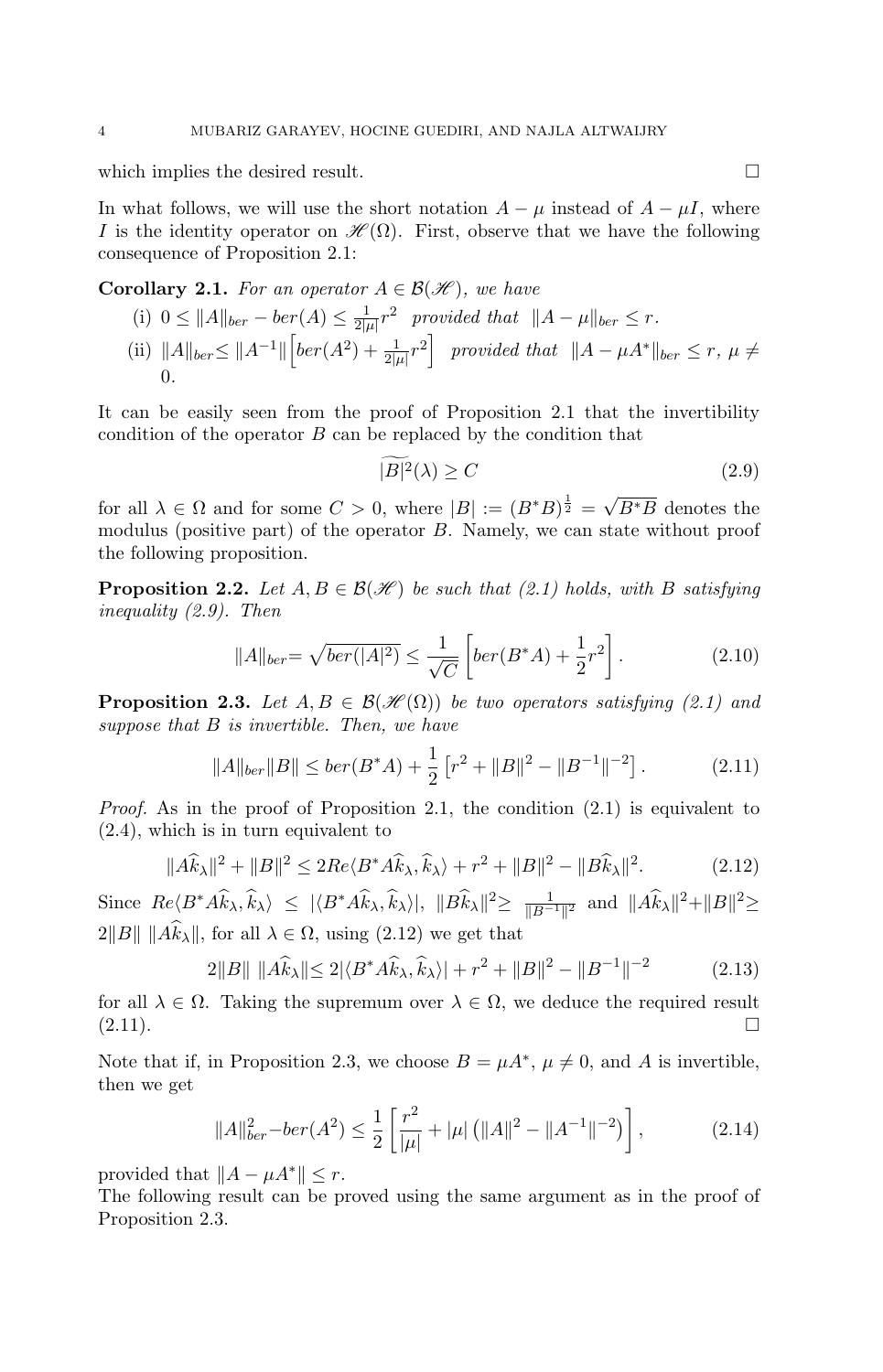which implies the desired result. $\square$

In what follows, we will use the short notation $A-\mu$ instead of $A-\mu I$, where $I$ is the identity operator on $\mathscr{H}(\Omega)$. First, observe that we have the following consequence of Proposition 2.1:

**Corollary 2.1.** *For an operator $A\in\mathcal{B}(\mathscr{H})$, we have*

(i) $0\leq \|A\|_{ber}-ber(A)\leq \frac{1}{2|\mu|}r^2$ *provided that* $\|A-\mu\|_{ber}\leq r$.

(ii) $\|A\|_{ber}\leq \|A^{-1}\|\left[ber(A^2)+\frac{1}{2|\mu|}r^2\right]$ *provided that* $\|A-\mu A^*\|_{ber}\leq r$, $\mu\neq 0$.

It can be easily seen from the proof of Proposition 2.1 that the invertibility condition of the operator $B$ can be replaced by the condition that

$$\widetilde{|B|^2}(\lambda)\geq C \tag{2.9}$$

for all $\lambda\in\Omega$ and for some $C>0$, where $|B|:=(B^*B)^{\frac{1}{2}}=\sqrt{B^*B}$ denotes the modulus (positive part) of the operator $B$. Namely, we can state without proof the following proposition.

**Proposition 2.2.** *Let $A,B\in\mathcal{B}(\mathscr{H})$ be such that (2.1) holds, with $B$ satisfying inequality (2.9). Then*

$$\|A\|_{ber}=\sqrt{ber(|A|^2)}\leq \frac{1}{\sqrt{C}}\left[ber(B^*A)+\frac{1}{2}r^2\right]. \tag{2.10}$$

**Proposition 2.3.** *Let $A,B\in\mathcal{B}(\mathscr{H}(\Omega))$ be two operators satisfying (2.1) and suppose that $B$ is invertible. Then, we have*

$$\|A\|_{ber}\|B\|\leq ber(B^*A)+\frac{1}{2}\left[r^2+\|B\|^2-\|B^{-1}\|^{-2}\right]. \tag{2.11}$$

*Proof.* As in the proof of Proposition 2.1, the condition (2.1) is equivalent to (2.4), which is in turn equivalent to

$$\|A\widehat{k}_\lambda\|^2+\|B\|^2\leq 2Re\langle B^*A\widehat{k}_\lambda,\widehat{k}_\lambda\rangle+r^2+\|B\|^2-\|B\widehat{k}_\lambda\|^2. \tag{2.12}$$

Since $Re\langle B^*A\widehat{k}_\lambda,\widehat{k}_\lambda\rangle\leq|\langle B^*A\widehat{k}_\lambda,\widehat{k}_\lambda\rangle|$, $\|B\widehat{k}_\lambda\|^2\geq\frac{1}{\|B^{-1}\|^2}$ and $\|A\widehat{k}_\lambda\|^2+\|B\|^2\geq 2\|B\|\,\|A\widehat{k}_\lambda\|$, for all $\lambda\in\Omega$, using (2.12) we get that

$$2\|B\|\,\|A\widehat{k}_\lambda\|\leq 2|\langle B^*A\widehat{k}_\lambda,\widehat{k}_\lambda\rangle|+r^2+\|B\|^2-\|B^{-1}\|^{-2} \tag{2.13}$$

for all $\lambda\in\Omega$. Taking the supremum over $\lambda\in\Omega$, we deduce the required result (2.11). $\square$

Note that if, in Proposition 2.3, we choose $B=\mu A^*$, $\mu\neq 0$, and $A$ is invertible, then we get

$$\|A\|_{ber}^2-ber(A^2)\leq\frac{1}{2}\left[\frac{r^2}{|\mu|}+|\mu|\left(\|A\|^2-\|A^{-1}\|^{-2}\right)\right], \tag{2.14}$$

provided that $\|A-\mu A^*\|\leq r$.

The following result can be proved using the same argument as in the proof of Proposition 2.3.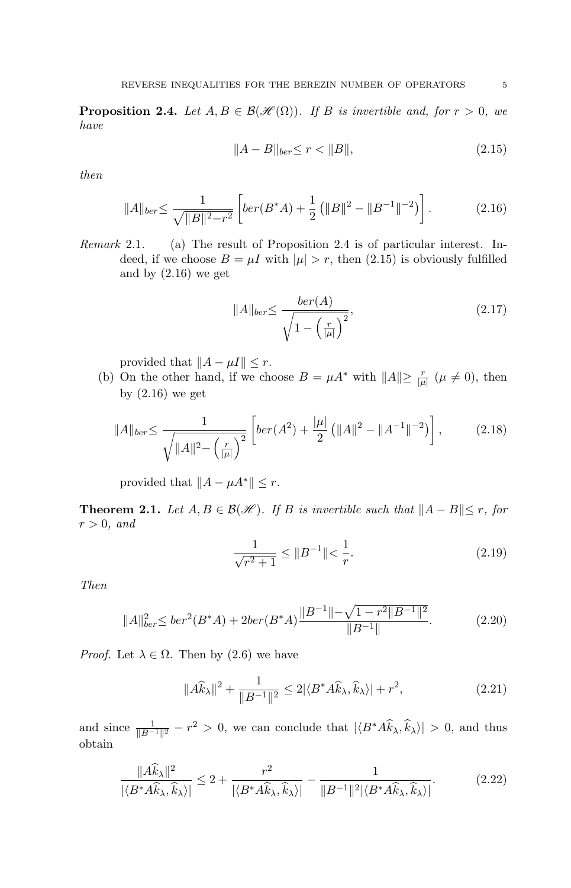**Proposition 2.4.** *Let $A, B \in \mathcal{B}(\mathscr{H}(\Omega))$. If $B$ is invertible and, for $r > 0$, we have*

$$\|A - B\|_{ber} \leq r < \|B\|, \tag{2.15}$$

*then*

$$\|A\|_{ber} \leq \frac{1}{\sqrt{\|B\|^2 - r^2}} \left[ ber(B^*A) + \frac{1}{2}\left(\|B\|^2 - \|B^{-1}\|^{-2}\right) \right]. \tag{2.16}$$

*Remark* 2.1. (a) The result of Proposition 2.4 is of particular interest. Indeed, if we choose $B = \mu I$ with $|\mu| > r$, then (2.15) is obviously fulfilled and by (2.16) we get

$$\|A\|_{ber} \leq \frac{ber(A)}{\sqrt{1 - \left(\frac{r}{|\mu|}\right)^2}}, \tag{2.17}$$

provided that $\|A - \mu I\| \leq r$.

(b) On the other hand, if we choose $B = \mu A^*$ with $\|A\| \geq \frac{r}{|\mu|}$ ($\mu \neq 0$), then by (2.16) we get

$$\|A\|_{ber} \leq \frac{1}{\sqrt{\|A\|^2 - \left(\frac{r}{|\mu|}\right)^2}} \left[ ber(A^2) + \frac{|\mu|}{2}\left(\|A\|^2 - \|A^{-1}\|^{-2}\right) \right], \tag{2.18}$$

provided that $\|A - \mu A^*\| \leq r$.

**Theorem 2.1.** *Let $A, B \in \mathcal{B}(\mathscr{H})$. If $B$ is invertible such that $\|A - B\| \leq r$, for $r > 0$, and*

$$\frac{1}{\sqrt{r^2 + 1}} \leq \|B^{-1}\| < \frac{1}{r}. \tag{2.19}$$

*Then*

$$\|A\|_{ber}^2 \leq ber^2(B^*A) + 2ber(B^*A)\frac{\|B^{-1}\| - \sqrt{1 - r^2\|B^{-1}\|^2}}{\|B^{-1}\|}. \tag{2.20}$$

*Proof.* Let $\lambda \in \Omega$. Then by (2.6) we have

$$\|A\widehat{k}_\lambda\|^2 + \frac{1}{\|B^{-1}\|^2} \leq 2|\langle B^*A\widehat{k}_\lambda, \widehat{k}_\lambda\rangle| + r^2, \tag{2.21}$$

and since $\frac{1}{\|B^{-1}\|^2} - r^2 > 0$, we can conclude that $|\langle B^*A\widehat{k}_\lambda, \widehat{k}_\lambda\rangle| > 0$, and thus obtain

$$\frac{\|A\widehat{k}_\lambda\|^2}{|\langle B^*A\widehat{k}_\lambda, \widehat{k}_\lambda\rangle|} \leq 2 + \frac{r^2}{|\langle B^*A\widehat{k}_\lambda, \widehat{k}_\lambda\rangle|} - \frac{1}{\|B^{-1}\|^2|\langle B^*A\widehat{k}_\lambda, \widehat{k}_\lambda\rangle|}. \tag{2.22}$$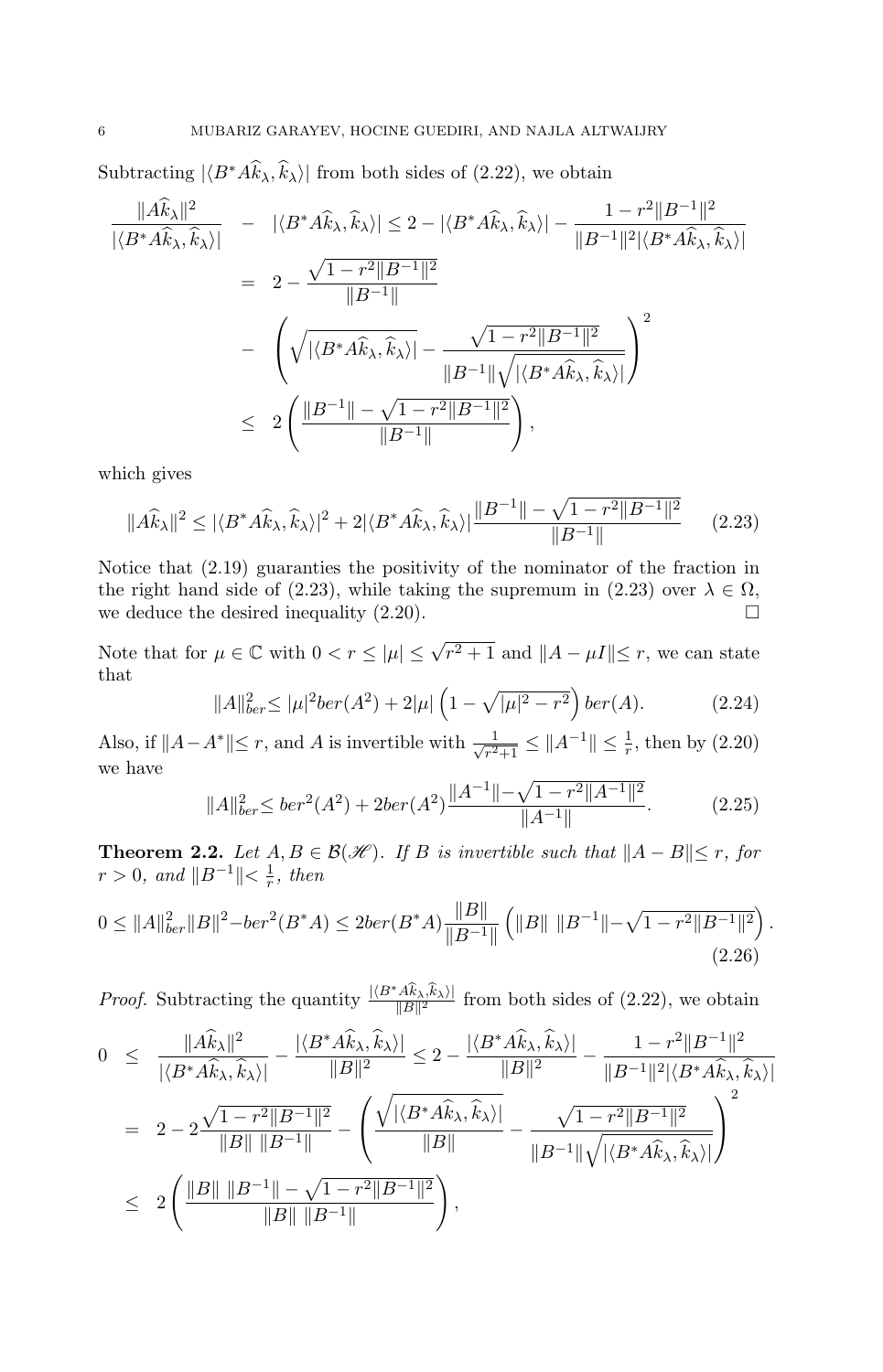Subtracting $|\langle B^*A\widehat{k}_\lambda, \widehat{k}_\lambda\rangle|$ from both sides of (2.22), we obtain

$$
\begin{aligned}
\frac{\|A\widehat{k}_\lambda\|^2}{|\langle B^*A\widehat{k}_\lambda, \widehat{k}_\lambda\rangle|} &- |\langle B^*A\widehat{k}_\lambda, \widehat{k}_\lambda\rangle| \leq 2 - |\langle B^*A\widehat{k}_\lambda, \widehat{k}_\lambda\rangle| - \frac{1 - r^2\|B^{-1}\|^2}{\|B^{-1}\|^2|\langle B^*A\widehat{k}_\lambda, \widehat{k}_\lambda\rangle|} \\
&= 2 - \frac{\sqrt{1 - r^2\|B^{-1}\|^2}}{\|B^{-1}\|} \\
&- \left(\sqrt{|\langle B^*A\widehat{k}_\lambda, \widehat{k}_\lambda\rangle|} - \frac{\sqrt{1 - r^2\|B^{-1}\|^2}}{\|B^{-1}\|\sqrt{|\langle B^*A\widehat{k}_\lambda, \widehat{k}_\lambda\rangle|}}\right)^2 \\
&\leq 2\left(\frac{\|B^{-1}\| - \sqrt{1 - r^2\|B^{-1}\|^2}}{\|B^{-1}\|}\right),
\end{aligned}
$$

which gives

$$
\|A\widehat{k}_\lambda\|^2 \leq |\langle B^*A\widehat{k}_\lambda, \widehat{k}_\lambda\rangle|^2 + 2|\langle B^*A\widehat{k}_\lambda, \widehat{k}_\lambda\rangle| \frac{\|B^{-1}\| - \sqrt{1 - r^2\|B^{-1}\|^2}}{\|B^{-1}\|} \tag{2.23}
$$

Notice that (2.19) guaranties the positivity of the nominator of the fraction in the right hand side of (2.23), while taking the supremum in (2.23) over $\lambda \in \Omega$, we deduce the desired inequality (2.20). $\square$

Note that for $\mu \in \mathbb{C}$ with $0 < r \leq |\mu| \leq \sqrt{r^2 + 1}$ and $\|A - \mu I\| \leq r$, we can state that

$$
\|A\|_{ber}^2 \leq |\mu|^2 ber(A^2) + 2|\mu|\left(1 - \sqrt{|\mu|^2 - r^2}\right) ber(A). \tag{2.24}
$$

Also, if $\|A - A^*\| \leq r$, and $A$ is invertible with $\frac{1}{\sqrt{r^2+1}} \leq \|A^{-1}\| \leq \frac{1}{r}$, then by (2.20) we have

$$
\|A\|_{ber}^2 \leq ber^2(A^2) + 2ber(A^2)\frac{\|A^{-1}\| - \sqrt{1 - r^2\|A^{-1}\|^2}}{\|A^{-1}\|}. \tag{2.25}
$$

**Theorem 2.2.** *Let $A, B \in \mathcal{B}(\mathscr{H})$. If $B$ is invertible such that $\|A - B\| \leq r$, for $r > 0$, and $\|B^{-1}\| < \frac{1}{r}$, then*

$$
0 \leq \|A\|_{ber}^2\|B\|^2 - ber^2(B^*A) \leq 2ber(B^*A)\frac{\|B\|}{\|B^{-1}\|}\left(\|B\|\ \|B^{-1}\| - \sqrt{1 - r^2\|B^{-1}\|^2}\right). \tag{2.26}
$$

*Proof.* Subtracting the quantity $\frac{|\langle B^*A\widehat{k}_\lambda, \widehat{k}_\lambda\rangle|}{\|B\|^2}$ from both sides of (2.22), we obtain

$$
\begin{aligned}
0 &\leq \frac{\|A\widehat{k}_\lambda\|^2}{|\langle B^*A\widehat{k}_\lambda, \widehat{k}_\lambda\rangle|} - \frac{|\langle B^*A\widehat{k}_\lambda, \widehat{k}_\lambda\rangle|}{\|B\|^2} \leq 2 - \frac{|\langle B^*A\widehat{k}_\lambda, \widehat{k}_\lambda\rangle|}{\|B\|^2} - \frac{1 - r^2\|B^{-1}\|^2}{\|B^{-1}\|^2|\langle B^*A\widehat{k}_\lambda, \widehat{k}_\lambda\rangle|} \\
&= 2 - 2\frac{\sqrt{1 - r^2\|B^{-1}\|^2}}{\|B\|\ \|B^{-1}\|} - \left(\frac{\sqrt{|\langle B^*A\widehat{k}_\lambda, \widehat{k}_\lambda\rangle|}}{\|B\|} - \frac{\sqrt{1 - r^2\|B^{-1}\|^2}}{\|B^{-1}\|\sqrt{|\langle B^*A\widehat{k}_\lambda, \widehat{k}_\lambda\rangle|}}\right)^2 \\
&\leq 2\left(\frac{\|B\|\ \|B^{-1}\| - \sqrt{1 - r^2\|B^{-1}\|^2}}{\|B\|\ \|B^{-1}\|}\right),
\end{aligned}
$$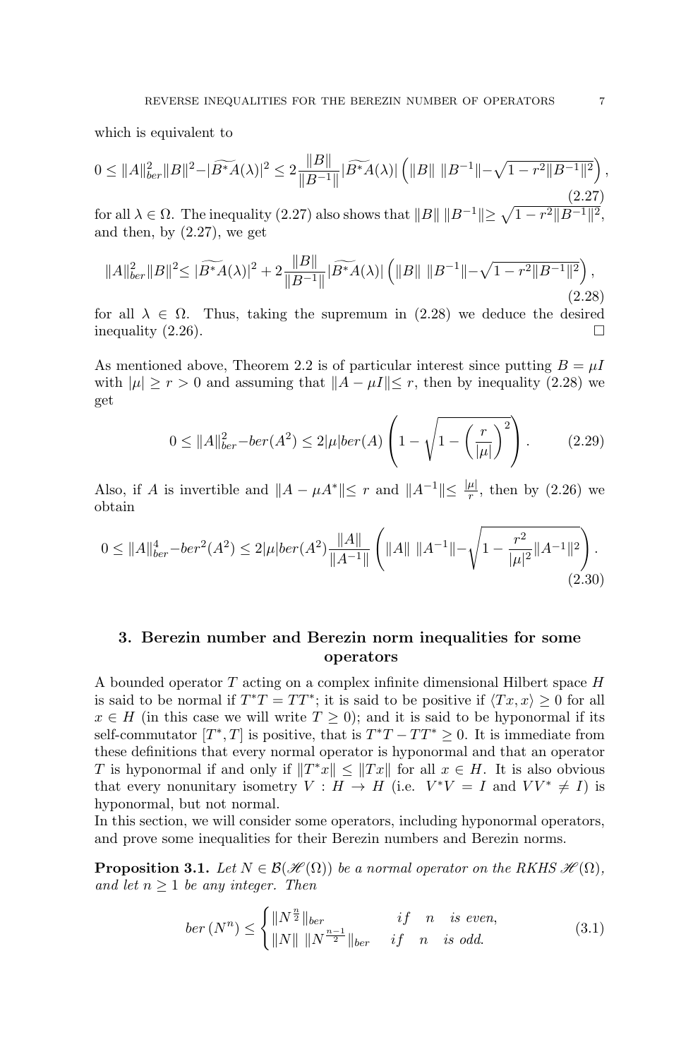which is equivalent to

$$0 \leq \|A\|_{ber}^2 \|B\|^2 - |\widetilde{B^*A}(\lambda)|^2 \leq 2\frac{\|B\|}{\|B^{-1}\|} |\widetilde{B^*A}(\lambda)| \left( \|B\| \, \|B^{-1}\| - \sqrt{1 - r^2 \|B^{-1}\|^2} \right), \tag{2.27}$$

for all $\lambda \in \Omega$. The inequality (2.27) also shows that $\|B\| \, \|B^{-1}\| \geq \sqrt{1 - r^2 \|B^{-1}\|^2}$, and then, by (2.27), we get

$$\|A\|_{ber}^2 \|B\|^2 \leq |\widetilde{B^*A}(\lambda)|^2 + 2\frac{\|B\|}{\|B^{-1}\|} |\widetilde{B^*A}(\lambda)| \left( \|B\| \, \|B^{-1}\| - \sqrt{1 - r^2 \|B^{-1}\|^2} \right), \tag{2.28}$$

for all $\lambda \in \Omega$. Thus, taking the supremum in (2.28) we deduce the desired inequality (2.26). $\square$

As mentioned above, Theorem 2.2 is of particular interest since putting $B = \mu I$ with $|\mu| \geq r > 0$ and assuming that $\|A - \mu I\| \leq r$, then by inequality (2.28) we get

$$0 \leq \|A\|_{ber}^2 - ber(A^2) \leq 2|\mu| ber(A) \left( 1 - \sqrt{1 - \left( \frac{r}{|\mu|} \right)^2} \right). \tag{2.29}$$

Also, if $A$ is invertible and $\|A - \mu A^*\| \leq r$ and $\|A^{-1}\| \leq \frac{|\mu|}{r}$, then by (2.26) we obtain

$$0 \leq \|A\|_{ber}^4 - ber^2(A^2) \leq 2|\mu| ber(A^2) \frac{\|A\|}{\|A^{-1}\|} \left( \|A\| \, \|A^{-1}\| - \sqrt{1 - \frac{r^2}{|\mu|^2} \|A^{-1}\|^2} \right). \tag{2.30}$$

## 3. Berezin number and Berezin norm inequalities for some operators

A bounded operator $T$ acting on a complex infinite dimensional Hilbert space $H$ is said to be normal if $T^*T = TT^*$; it is said to be positive if $\langle Tx, x \rangle \geq 0$ for all $x \in H$ (in this case we will write $T \geq 0$); and it is said to be hyponormal if its self-commutator $[T^*, T]$ is positive, that is $T^*T - TT^* \geq 0$. It is immediate from these definitions that every normal operator is hyponormal and that an operator $T$ is hyponormal if and only if $\|T^*x\| \leq \|Tx\|$ for all $x \in H$. It is also obvious that every nonunitary isometry $V : H \to H$ (i.e. $V^*V = I$ and $VV^* \neq I$) is hyponormal, but not normal.
In this section, we will consider some operators, including hyponormal operators, and prove some inequalities for their Berezin numbers and Berezin norms.

**Proposition 3.1.** *Let $N \in \mathcal{B}(\mathscr{H}(\Omega))$ be a normal operator on the RKHS $\mathscr{H}(\Omega)$, and let $n \geq 1$ be any integer. Then*

$$ber\left(N^n\right) \leq \begin{cases} \|N^{\frac{n}{2}}\|_{ber} & if \quad n \quad is\ even, \\ \|N\| \, \|N^{\frac{n-1}{2}}\|_{ber} & if \quad n \quad is\ odd. \end{cases} \tag{3.1}$$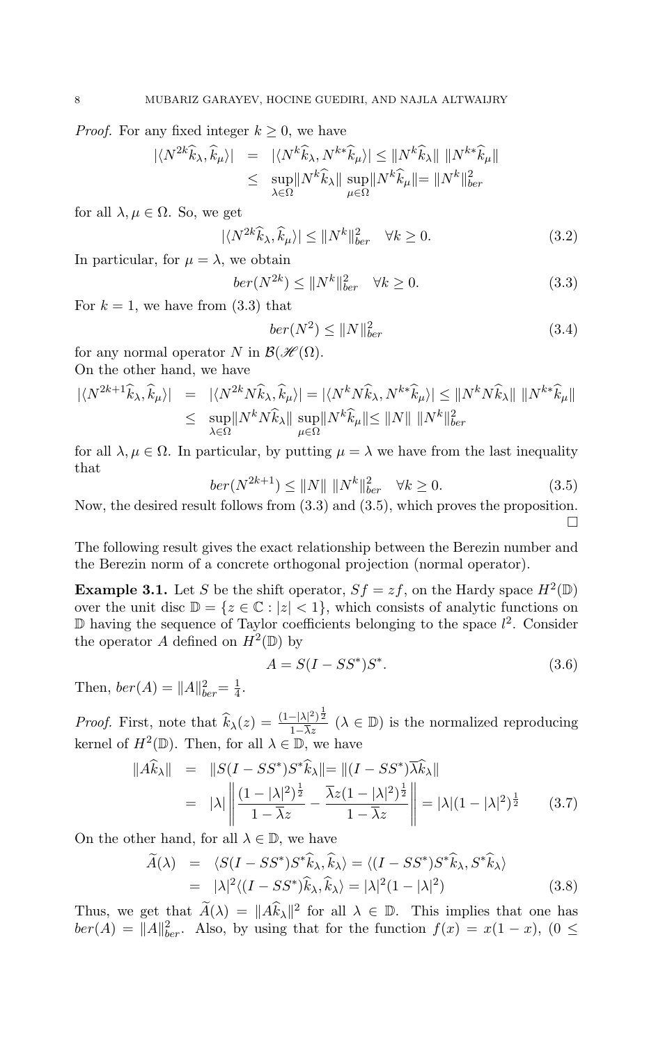*Proof.* For any fixed integer $k \geq 0$, we have

$$
\begin{aligned}
|\langle N^{2k}\widehat{k}_\lambda, \widehat{k}_\mu\rangle| &= |\langle N^k\widehat{k}_\lambda, N^{k*}\widehat{k}_\mu\rangle| \leq \|N^k\widehat{k}_\lambda\| \, \|N^{k*}\widehat{k}_\mu\| \\
&\leq \sup_{\lambda\in\Omega}\|N^k\widehat{k}_\lambda\| \sup_{\mu\in\Omega}\|N^k\widehat{k}_\mu\| = \|N^k\|^2_{ber}
\end{aligned}
$$

for all $\lambda, \mu \in \Omega$. So, we get

$$
|\langle N^{2k}\widehat{k}_\lambda, \widehat{k}_\mu\rangle| \leq \|N^k\|^2_{ber} \quad \forall k \geq 0. \tag{3.2}
$$

In particular, for $\mu = \lambda$, we obtain

$$
ber(N^{2k}) \leq \|N^k\|^2_{ber} \quad \forall k \geq 0. \tag{3.3}
$$

For $k = 1$, we have from (3.3) that

$$
ber(N^2) \leq \|N\|^2_{ber} \tag{3.4}
$$

for any normal operator $N$ in $\mathcal{B}(\mathscr{H}(\Omega)$.
On the other hand, we have

$$
\begin{aligned}
|\langle N^{2k+1}\widehat{k}_\lambda, \widehat{k}_\mu\rangle| &= |\langle N^{2k}N\widehat{k}_\lambda, \widehat{k}_\mu\rangle| = |\langle N^kN\widehat{k}_\lambda, N^{k*}\widehat{k}_\mu\rangle| \leq \|N^kN\widehat{k}_\lambda\| \, \|N^{k*}\widehat{k}_\mu\| \\
&\leq \sup_{\lambda\in\Omega}\|N^kN\widehat{k}_\lambda\| \sup_{\mu\in\Omega}\|N^k\widehat{k}_\mu\| \leq \|N\| \, \|N^k\|^2_{ber}
\end{aligned}
$$

for all $\lambda, \mu \in \Omega$. In particular, by putting $\mu = \lambda$ we have from the last inequality that

$$
ber(N^{2k+1}) \leq \|N\| \, \|N^k\|^2_{ber} \quad \forall k \geq 0. \tag{3.5}
$$

Now, the desired result follows from (3.3) and (3.5), which proves the proposition. $\square$

The following result gives the exact relationship between the Berezin number and the Berezin norm of a concrete orthogonal projection (normal operator).

**Example 3.1.** Let $S$ be the shift operator, $Sf = zf$, on the Hardy space $H^2(\mathbb{D})$ over the unit disc $\mathbb{D} = \{z \in \mathbb{C} : |z| < 1\}$, which consists of analytic functions on $\mathbb{D}$ having the sequence of Taylor coefficients belonging to the space $l^2$. Consider the operator $A$ defined on $H^2(\mathbb{D})$ by

$$
A = S(I - SS^*)S^*. \tag{3.6}
$$

Then, $ber(A) = \|A\|^2_{ber} = \frac{1}{4}$.

*Proof.* First, note that $\widehat{k}_\lambda(z) = \frac{(1-|\lambda|^2)^{\frac{1}{2}}}{1-\overline{\lambda}z}$ $(\lambda \in \mathbb{D})$ is the normalized reproducing kernel of $H^2(\mathbb{D})$. Then, for all $\lambda \in \mathbb{D}$, we have

$$
\begin{aligned}
\|A\widehat{k}_\lambda\| &= \|S(I - SS^*)S^*\widehat{k}_\lambda\| = \|(I - SS^*)\overline{\lambda}\widehat{k}_\lambda\| \\
&= |\lambda| \left\| \frac{(1-|\lambda|^2)^{\frac{1}{2}}}{1-\overline{\lambda}z} - \frac{\overline{\lambda}z(1-|\lambda|^2)^{\frac{1}{2}}}{1-\overline{\lambda}z} \right\| = |\lambda|(1-|\lambda|^2)^{\frac{1}{2}}
\end{aligned} \tag{3.7}
$$

On the other hand, for all $\lambda \in \mathbb{D}$, we have

$$
\begin{aligned}
\widetilde{A}(\lambda) &= \langle S(I - SS^*)S^*\widehat{k}_\lambda, \widehat{k}_\lambda\rangle = \langle (I - SS^*)S^*\widehat{k}_\lambda, S^*\widehat{k}_\lambda\rangle \\
&= |\lambda|^2\langle (I - SS^*)\widehat{k}_\lambda, \widehat{k}_\lambda\rangle = |\lambda|^2(1-|\lambda|^2)
\end{aligned} \tag{3.8}
$$

Thus, we get that $\widetilde{A}(\lambda) = \|A\widehat{k}_\lambda\|^2$ for all $\lambda \in \mathbb{D}$. This implies that one has $ber(A) = \|A\|^2_{ber}$. Also, by using that for the function $f(x) = x(1-x)$, $(0 \leq$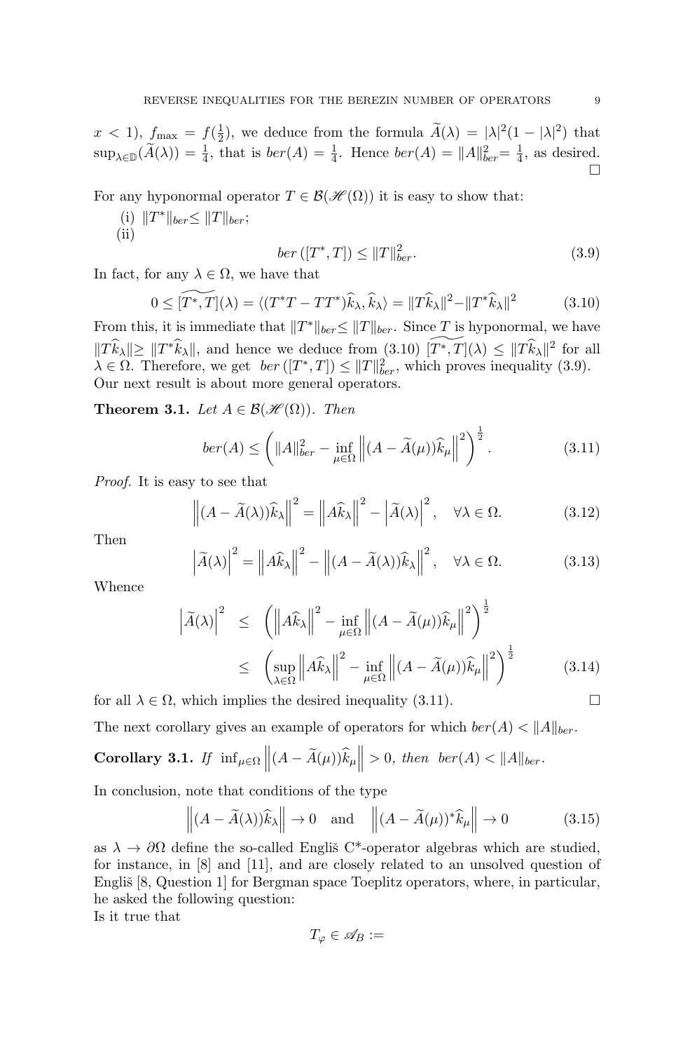$x < 1$), $f_{\max} = f(\frac{1}{2})$, we deduce from the formula $\widetilde{A}(\lambda) = |\lambda|^2(1-|\lambda|^2)$ that $\sup_{\lambda\in\mathbb{D}}(\widetilde{A}(\lambda)) = \frac{1}{4}$, that is $ber(A) = \frac{1}{4}$. Hence $ber(A) = \|A\|_{ber}^2 = \frac{1}{4}$, as desired. □

For any hyponormal operator $T \in \mathcal{B}(\mathscr{H}(\Omega))$ it is easy to show that:

(i) $\|T^*\|_{ber} \leq \|T\|_{ber}$;

(ii)

$$ber\left([T^*, T]\right) \leq \|T\|_{ber}^2. \tag{3.9}$$

In fact, for any $\lambda \in \Omega$, we have that

$$0 \leq \widetilde{[T^*, T]}(\lambda) = \langle (T^*T - TT^*)\widehat{k}_\lambda, \widehat{k}_\lambda\rangle = \|T\widehat{k}_\lambda\|^2 - \|T^*\widehat{k}_\lambda\|^2 \tag{3.10}$$

From this, it is immediate that $\|T^*\|_{ber} \leq \|T\|_{ber}$. Since $T$ is hyponormal, we have $\|T\widehat{k}_\lambda\| \geq \|T^*\widehat{k}_\lambda\|$, and hence we deduce from (3.10) $\widetilde{[T^*, T]}(\lambda) \leq \|T\widehat{k}_\lambda\|^2$ for all $\lambda \in \Omega$. Therefore, we get $ber\left([T^*, T]\right) \leq \|T\|_{ber}^2$, which proves inequality (3.9). Our next result is about more general operators.

**Theorem 3.1.** *Let $A \in \mathcal{B}(\mathscr{H}(\Omega))$. Then*

$$ber(A) \leq \left(\|A\|_{ber}^2 - \inf_{\mu\in\Omega}\left\|(A - \widetilde{A}(\mu))\widehat{k}_\mu\right\|^2\right)^{\frac{1}{2}}. \tag{3.11}$$

*Proof.* It is easy to see that

$$\left\|(A - \widetilde{A}(\lambda))\widehat{k}_\lambda\right\|^2 = \left\|A\widehat{k}_\lambda\right\|^2 - \left|\widetilde{A}(\lambda)\right|^2, \quad \forall \lambda \in \Omega. \tag{3.12}$$

Then

$$\left|\widetilde{A}(\lambda)\right|^2 = \left\|A\widehat{k}_\lambda\right\|^2 - \left\|(A - \widetilde{A}(\lambda))\widehat{k}_\lambda\right\|^2, \quad \forall \lambda \in \Omega. \tag{3.13}$$

Whence

$$\begin{aligned}
\left|\widetilde{A}(\lambda)\right|^2 &\leq \left(\left\|A\widehat{k}_\lambda\right\|^2 - \inf_{\mu\in\Omega}\left\|(A - \widetilde{A}(\mu))\widehat{k}_\mu\right\|^2\right)^{\frac{1}{2}} \\
&\leq \left(\sup_{\lambda\in\Omega}\left\|A\widehat{k}_\lambda\right\|^2 - \inf_{\mu\in\Omega}\left\|(A - \widetilde{A}(\mu))\widehat{k}_\mu\right\|^2\right)^{\frac{1}{2}}
\end{aligned} \tag{3.14}$$

for all $\lambda \in \Omega$, which implies the desired inequality (3.11). □

The next corollary gives an example of operators for which $ber(A) < \|A\|_{ber}$.

**Corollary 3.1.** *If $\inf_{\mu\in\Omega}\left\|(A - \widetilde{A}(\mu))\widehat{k}_\mu\right\| > 0$, then $ber(A) < \|A\|_{ber}$.*

In conclusion, note that conditions of the type

$$\left\|(A - \widetilde{A}(\lambda))\widehat{k}_\lambda\right\| \to 0 \quad \text{and} \quad \left\|(A - \widetilde{A}(\mu))^*\widehat{k}_\mu\right\| \to 0 \tag{3.15}$$

as $\lambda \to \partial\Omega$ define the so-called Engliš C*-operator algebras which are studied, for instance, in [8] and [11], and are closely related to an unsolved question of Engliš [8, Question 1] for Bergman space Toeplitz operators, where, in particular, he asked the following question:

Is it true that

$$T_\varphi \in \mathscr{A}_B :=$$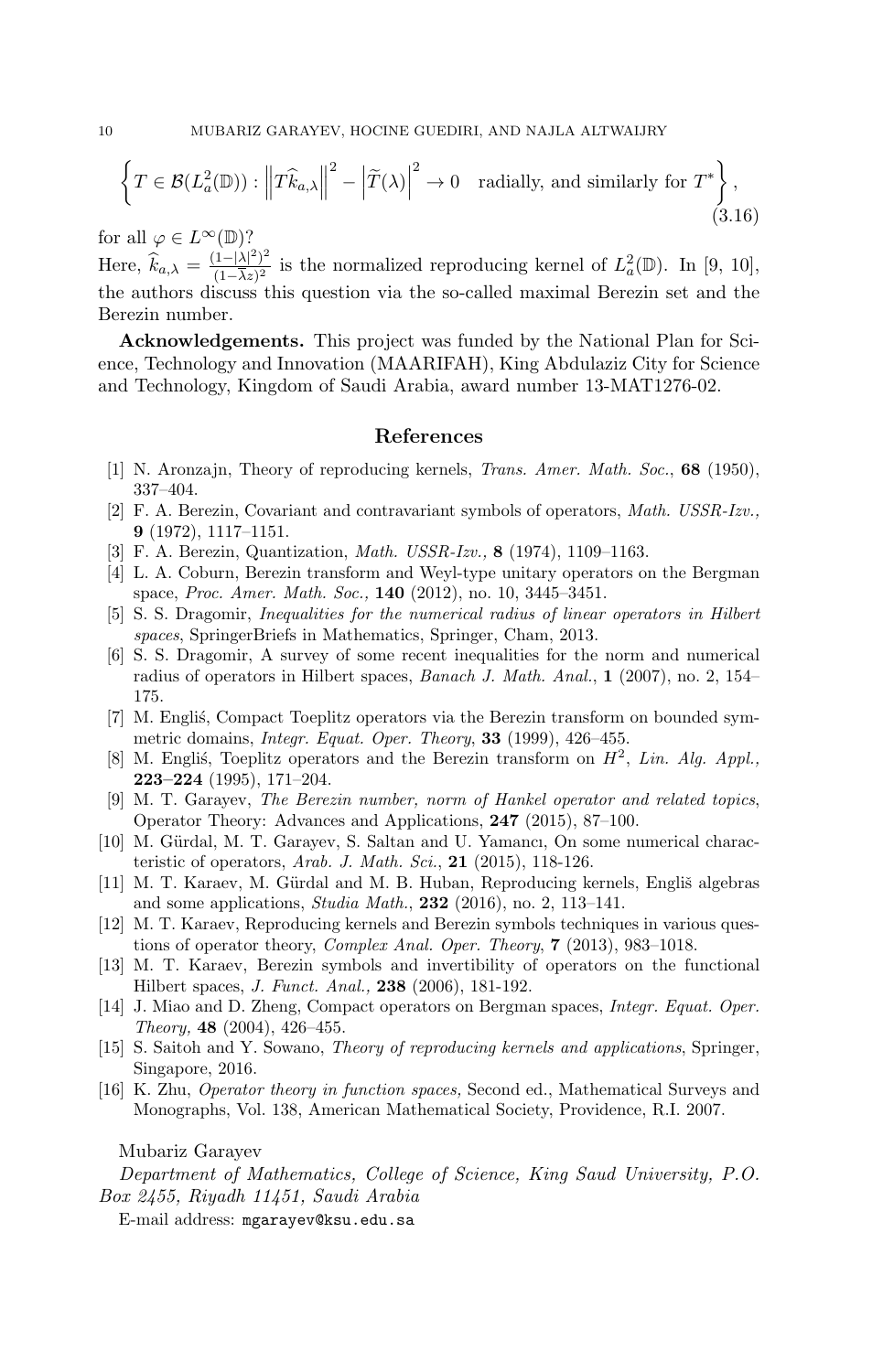$$\left\{ T \in \mathcal{B}(L_a^2(\mathbb{D})) : \left\| T\widehat{k}_{a,\lambda} \right\|^2 - \left| \widetilde{T}(\lambda) \right|^2 \to 0 \quad \text{radially, and similarly for } T^* \right\}, \tag{3.16}$$

for all $\varphi \in L^\infty(\mathbb{D})$?

Here, $\widehat{k}_{a,\lambda} = \frac{(1-|\lambda|^2)^2}{(1-\overline{\lambda}z)^2}$ is the normalized reproducing kernel of $L_a^2(\mathbb{D})$. In [9, 10], the authors discuss this question via the so-called maximal Berezin set and the Berezin number.

**Acknowledgements.** This project was funded by the National Plan for Science, Technology and Innovation (MAARIFAH), King Abdulaziz City for Science and Technology, Kingdom of Saudi Arabia, award number 13-MAT1276-02.

## References

[1] N. Aronzajn, Theory of reproducing kernels, *Trans. Amer. Math. Soc.*, **68** (1950), 337–404.

[2] F. A. Berezin, Covariant and contravariant symbols of operators, *Math. USSR-Izv.,* **9** (1972), 1117–1151.

[3] F. A. Berezin, Quantization, *Math. USSR-Izv.,* **8** (1974), 1109–1163.

[4] L. A. Coburn, Berezin transform and Weyl-type unitary operators on the Bergman space, *Proc. Amer. Math. Soc.,* **140** (2012), no. 10, 3445–3451.

[5] S. S. Dragomir, *Inequalities for the numerical radius of linear operators in Hilbert spaces*, SpringerBriefs in Mathematics, Springer, Cham, 2013.

[6] S. S. Dragomir, A survey of some recent inequalities for the norm and numerical radius of operators in Hilbert spaces, *Banach J. Math. Anal.*, **1** (2007), no. 2, 154–175.

[7] M. Engliś, Compact Toeplitz operators via the Berezin transform on bounded symmetric domains, *Integr. Equat. Oper. Theory*, **33** (1999), 426–455.

[8] M. Engliś, Toeplitz operators and the Berezin transform on $H^2$, *Lin. Alg. Appl.,* **223–224** (1995), 171–204.

[9] M. T. Garayev, *The Berezin number, norm of Hankel operator and related topics*, Operator Theory: Advances and Applications, **247** (2015), 87–100.

[10] M. Gürdal, M. T. Garayev, S. Saltan and U. Yamancı, On some numerical characteristic of operators, *Arab. J. Math. Sci.*, **21** (2015), 118-126.

[11] M. T. Karaev, M. Gürdal and M. B. Huban, Reproducing kernels, Engliš algebras and some applications, *Studia Math.*, **232** (2016), no. 2, 113–141.

[12] M. T. Karaev, Reproducing kernels and Berezin symbols techniques in various questions of operator theory, *Complex Anal. Oper. Theory*, **7** (2013), 983–1018.

[13] M. T. Karaev, Berezin symbols and invertibility of operators on the functional Hilbert spaces, *J. Funct. Anal.,* **238** (2006), 181-192.

[14] J. Miao and D. Zheng, Compact operators on Bergman spaces, *Integr. Equat. Oper. Theory,* **48** (2004), 426–455.

[15] S. Saitoh and Y. Sowano, *Theory of reproducing kernels and applications*, Springer, Singapore, 2016.

[16] K. Zhu, *Operator theory in function spaces,* Second ed., Mathematical Surveys and Monographs, Vol. 138, American Mathematical Society, Providence, R.I. 2007.

Mubariz Garayev

*Department of Mathematics, College of Science, King Saud University, P.O. Box 2455, Riyadh 11451, Saudi Arabia*

E-mail address: mgarayev@ksu.edu.sa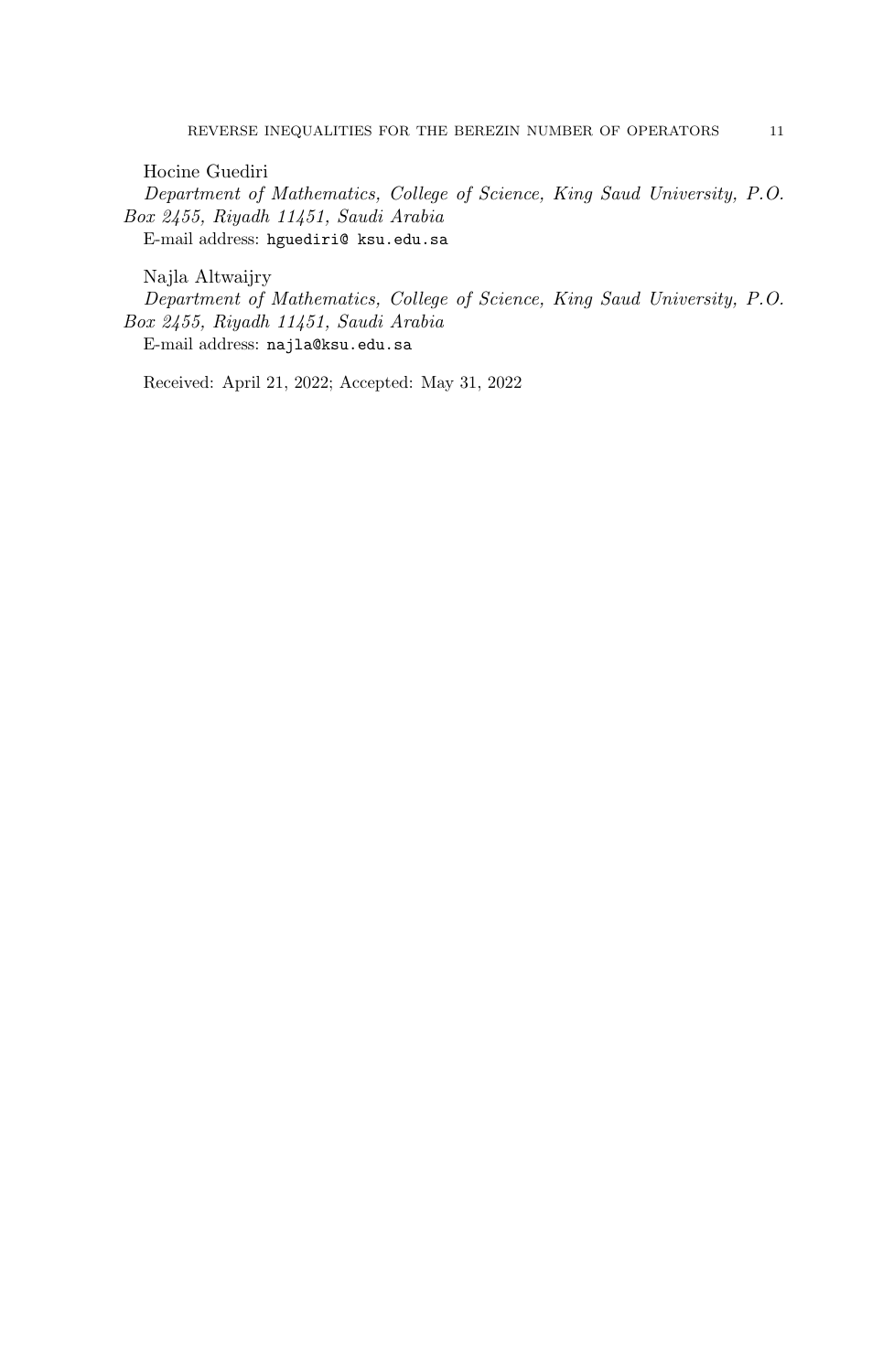Hocine Guediri

*Department of Mathematics, College of Science, King Saud University, P.O. Box 2455, Riyadh 11451, Saudi Arabia*

E-mail address: `hguediri@ ksu.edu.sa`

Najla Altwaijry

*Department of Mathematics, College of Science, King Saud University, P.O. Box 2455, Riyadh 11451, Saudi Arabia*

E-mail address: `najla@ksu.edu.sa`

Received: April 21, 2022; Accepted: May 31, 2022